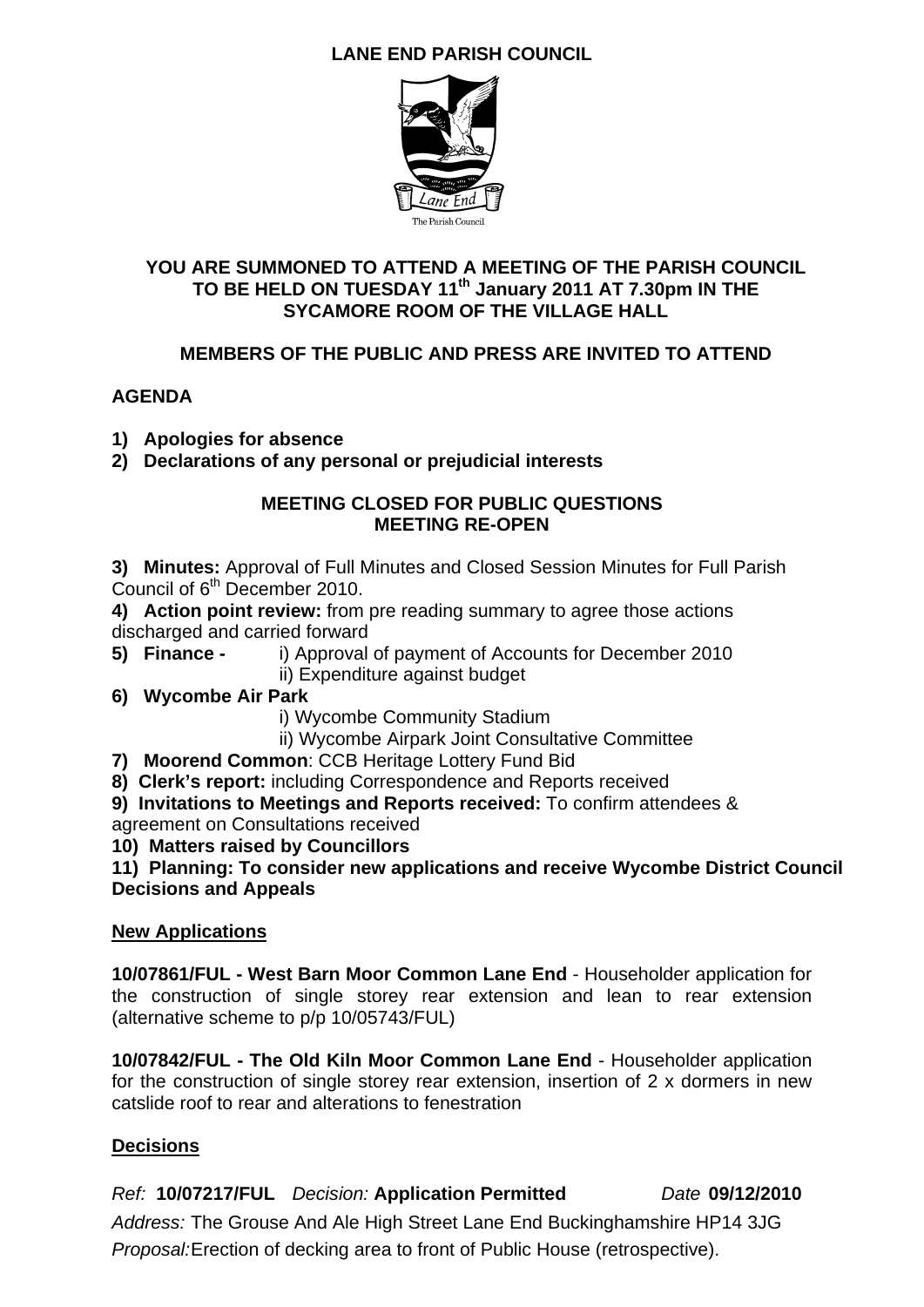# LANE END PARISH COUNCIL

Lane End

The Parish Council

**YOU ARE SUMMONED TO ATTEND A MEETING OF THE PARISH COUNCIL TO BE HELD ON TUESDAY 11th January 2011 AT 7.30pm IN THE SYCAMORE ROOM OF THE VILLAGE HALL**

**MEMBERS OF THE PUBLIC AND PRESS ARE INVITED TO ATTEND**

## AGENDA

1) **Apologies for absence**
2) **Declarations of any personal or prejudicial interests**

**MEETING CLOSED FOR PUBLIC QUESTIONS**
**MEETING RE-OPEN**

3) **Minutes:** Approval of Full Minutes and Closed Session Minutes for Full Parish Council of 6th December 2010.

4) **Action point review:** from pre reading summary to agree those actions discharged and carried forward

5) **Finance -** i) Approval of payment of Accounts for December 2010
   ii) Expenditure against budget

6) **Wycombe Air Park**
   i) Wycombe Community Stadium
   ii) Wycombe Airpark Joint Consultative Committee

7) **Moorend Common**: CCB Heritage Lottery Fund Bid

8) **Clerk's report:** including Correspondence and Reports received

9) **Invitations to Meetings and Reports received:** To confirm attendees & agreement on Consultations received

10) **Matters raised by Councillors**

11) **Planning: To consider new applications and receive Wycombe District Council Decisions and Appeals**

### New Applications

**10/07861/FUL - West Barn Moor Common Lane End** - Householder application for the construction of single storey rear extension and lean to rear extension (alternative scheme to p/p 10/05743/FUL)

**10/07842/FUL - The Old Kiln Moor Common Lane End** - Householder application for the construction of single storey rear extension, insertion of 2 x dormers in new catslide roof to rear and alterations to fenestration

### Decisions

*Ref:* **10/07217/FUL** *Decision:* **Application Permitted** *Date* **09/12/2010**

*Address:* The Grouse And Ale High Street Lane End Buckinghamshire HP14 3JG

*Proposal:* Erection of decking area to front of Public House (retrospective).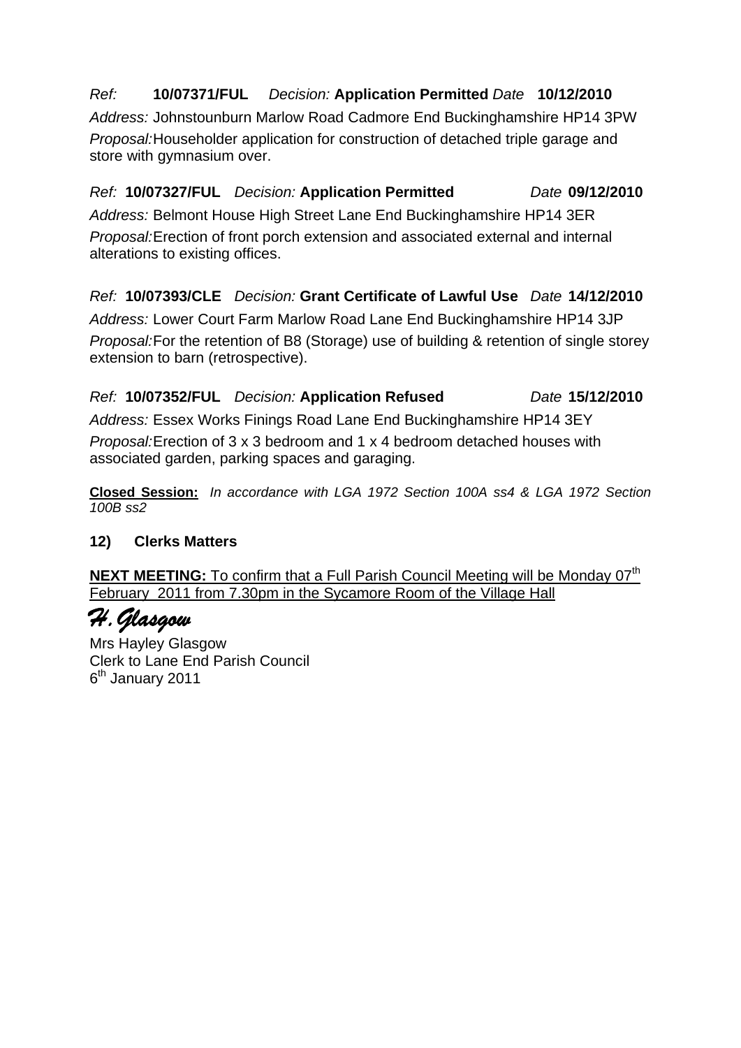*Ref:* **10/07371/FUL** *Decision:* **Application Permitted** *Date* **10/12/2010**

*Address:* Johnstounburn Marlow Road Cadmore End Buckinghamshire HP14 3PW

*Proposal:* Householder application for construction of detached triple garage and store with gymnasium over.

*Ref:* **10/07327/FUL** *Decision:* **Application Permitted** *Date* **09/12/2010**

*Address:* Belmont House High Street Lane End Buckinghamshire HP14 3ER

*Proposal:* Erection of front porch extension and associated external and internal alterations to existing offices.

*Ref:* **10/07393/CLE** *Decision:* **Grant Certificate of Lawful Use** *Date* **14/12/2010**

*Address:* Lower Court Farm Marlow Road Lane End Buckinghamshire HP14 3JP

*Proposal:* For the retention of B8 (Storage) use of building & retention of single storey extension to barn (retrospective).

*Ref:* **10/07352/FUL** *Decision:* **Application Refused** *Date* **15/12/2010**

*Address:* Essex Works Finings Road Lane End Buckinghamshire HP14 3EY

*Proposal:* Erection of 3 x 3 bedroom and 1 x 4 bedroom detached houses with associated garden, parking spaces and garaging.

**Closed Session:** *In accordance with LGA 1972 Section 100A ss4 & LGA 1972 Section 100B ss2*

**12) Clerks Matters**

**NEXT MEETING:** To confirm that a Full Parish Council Meeting will be Monday 07th February 2011 from 7.30pm in the Sycamore Room of the Village Hall

*H.Glasgow*

Mrs Hayley Glasgow
Clerk to Lane End Parish Council
6th January 2011